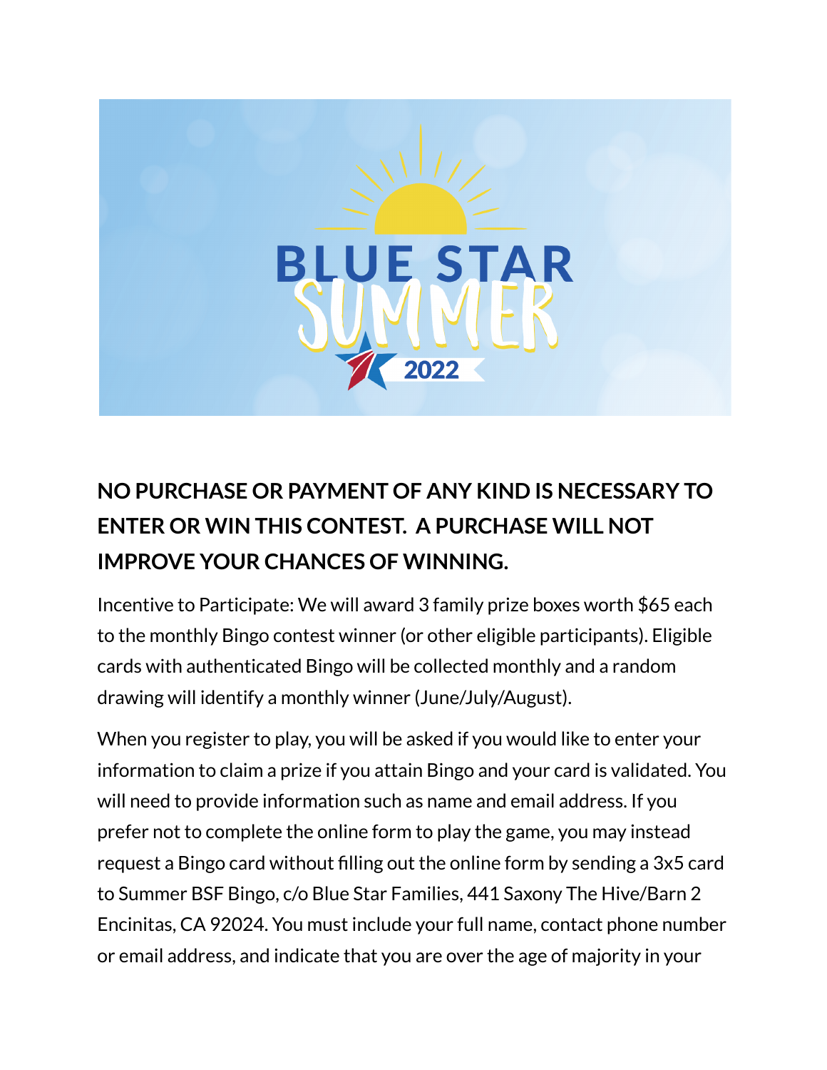**NO PURCHASE OR PAYMENT OF ANY KIND IS NECESSARY TO ENTER OR WIN THIS CONTEST. A PURCHASE WILL NOT IMPROVE YOUR CHANCES OF WINNING.**

Incentive to Participate: We will award 3 family prize boxes worth $65 each to the monthly Bingo contest winner (or other eligible participants). Eligible cards with authenticated Bingo will be collected monthly and a random drawing will identify a monthly winner (June/July/August).

When you register to play, you will be asked if you would like to enter your information to claim a prize if you attain Bingo and your card is validated. You will need to provide information such as name and email address. If you prefer not to complete the online form to play the game, you may instead request a Bingo card without filling out the online form by sending a 3x5 card to Summer BSF Bingo, c/o Blue Star Families, 441 Saxony The Hive/Barn 2 Encinitas, CA 92024. You must include your full name, contact phone number or email address, and indicate that you are over the age of majority in your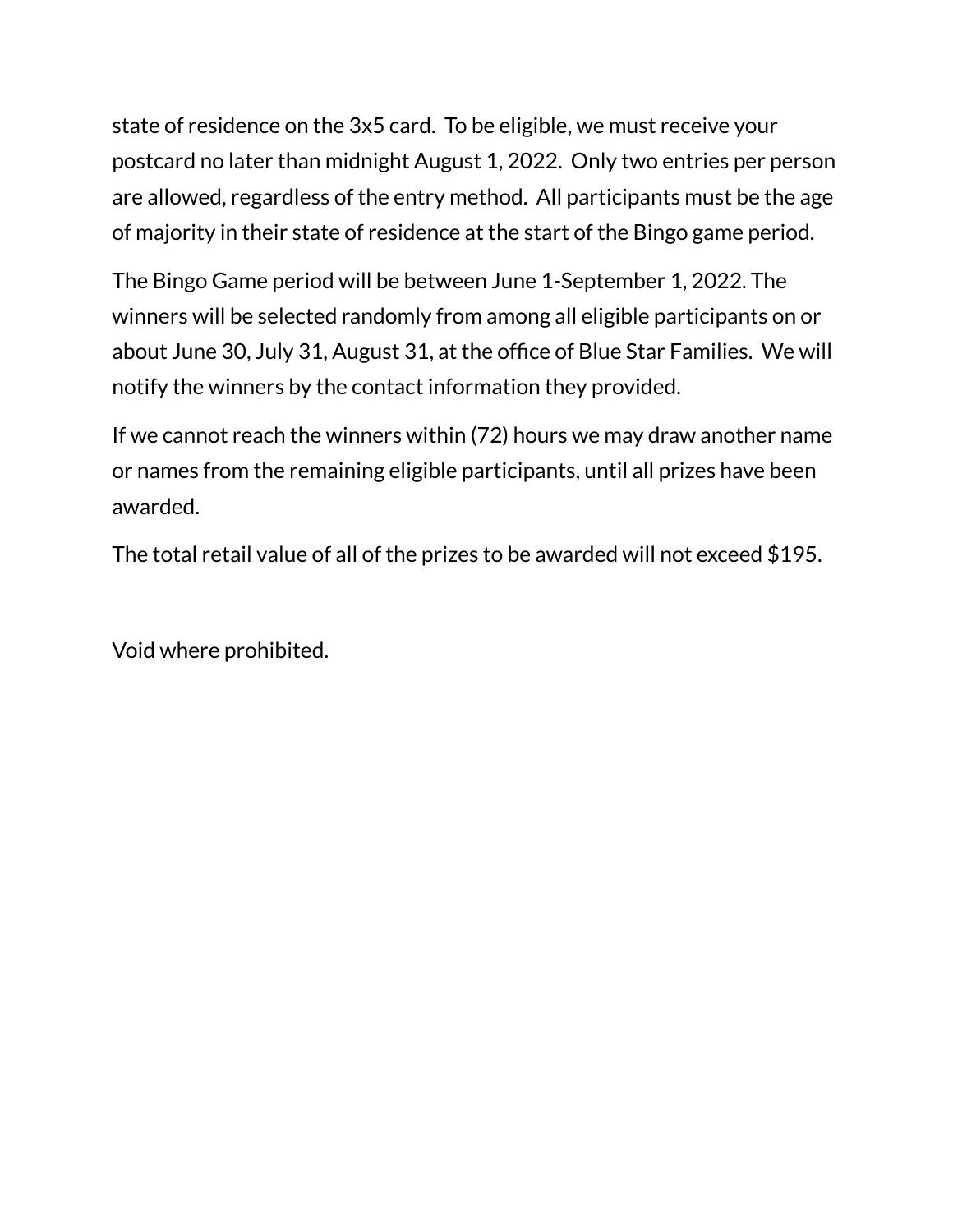state of residence on the 3x5 card. To be eligible, we must receive your postcard no later than midnight August 1, 2022. Only two entries per person are allowed, regardless of the entry method. All participants must be the age of majority in their state of residence at the start of the Bingo game period.

The Bingo Game period will be between June 1-September 1, 2022. The winners will be selected randomly from among all eligible participants on or about June 30, July 31, August 31, at the office of Blue Star Families. We will notify the winners by the contact information they provided.

If we cannot reach the winners within (72) hours we may draw another name or names from the remaining eligible participants, until all prizes have been awarded.

The total retail value of all of the prizes to be awarded will not exceed $195.

Void where prohibited.